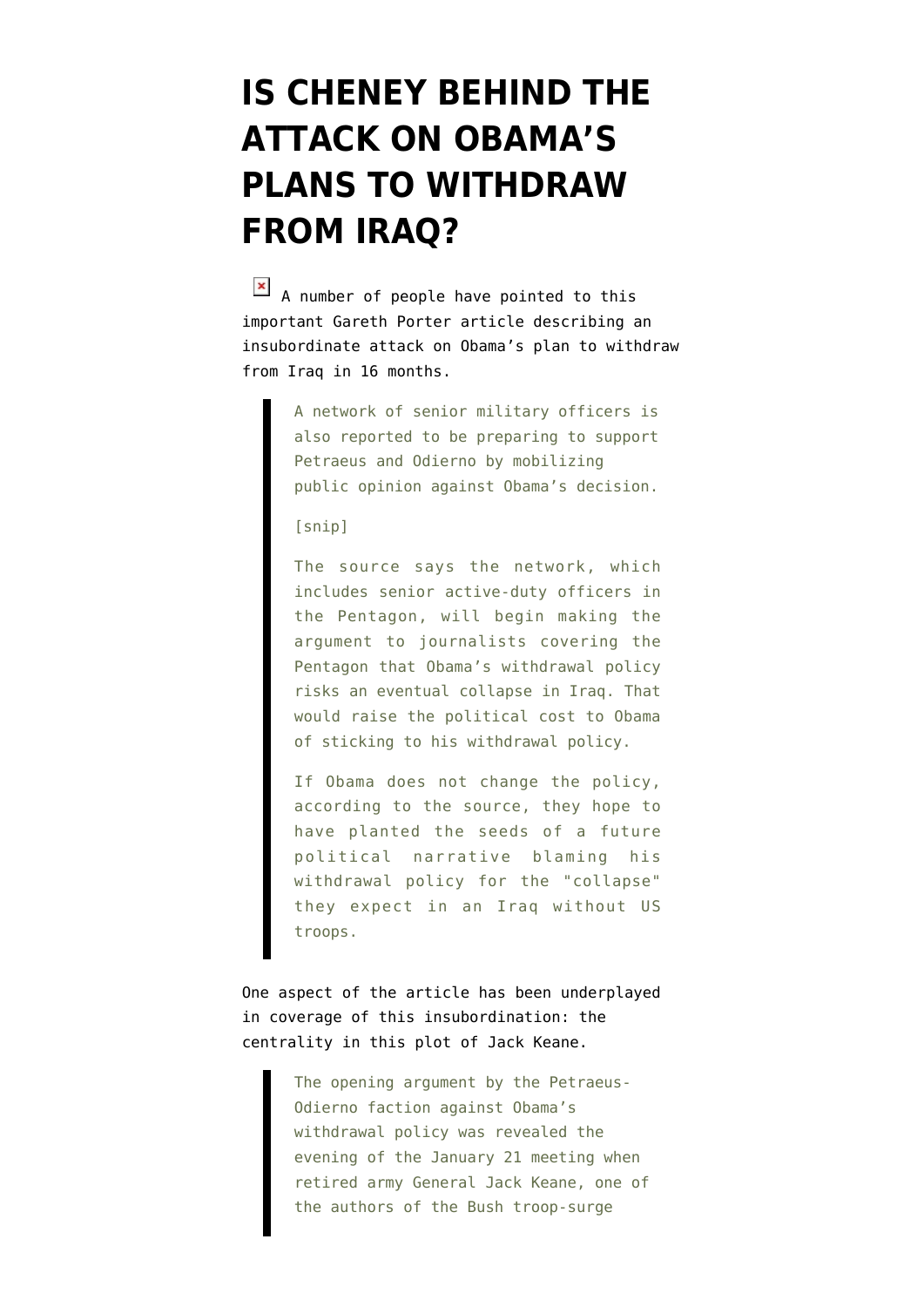# IS CHENEY BEHIND THE ATTACK ON OBAMA'S PLANS TO WITHDRAW FROM IRAQ?

A number of people have pointed to this important Gareth Porter article describing an insubordinate attack on Obama's plan to withdraw from Iraq in 16 months.

> A network of senior military officers is also reported to be preparing to support Petraeus and Odierno by mobilizing public opinion against Obama's decision.
>
> [snip]
>
> The source says the network, which includes senior active-duty officers in the Pentagon, will begin making the argument to journalists covering the Pentagon that Obama's withdrawal policy risks an eventual collapse in Iraq. That would raise the political cost to Obama of sticking to his withdrawal policy.
>
> If Obama does not change the policy, according to the source, they hope to have planted the seeds of a future political narrative blaming his withdrawal policy for the "collapse" they expect in an Iraq without US troops.

One aspect of the article has been underplayed in coverage of this insubordination: the centrality in this plot of Jack Keane.

> The opening argument by the Petraeus-Odierno faction against Obama's withdrawal policy was revealed the evening of the January 21 meeting when retired army General Jack Keane, one of the authors of the Bush troop-surge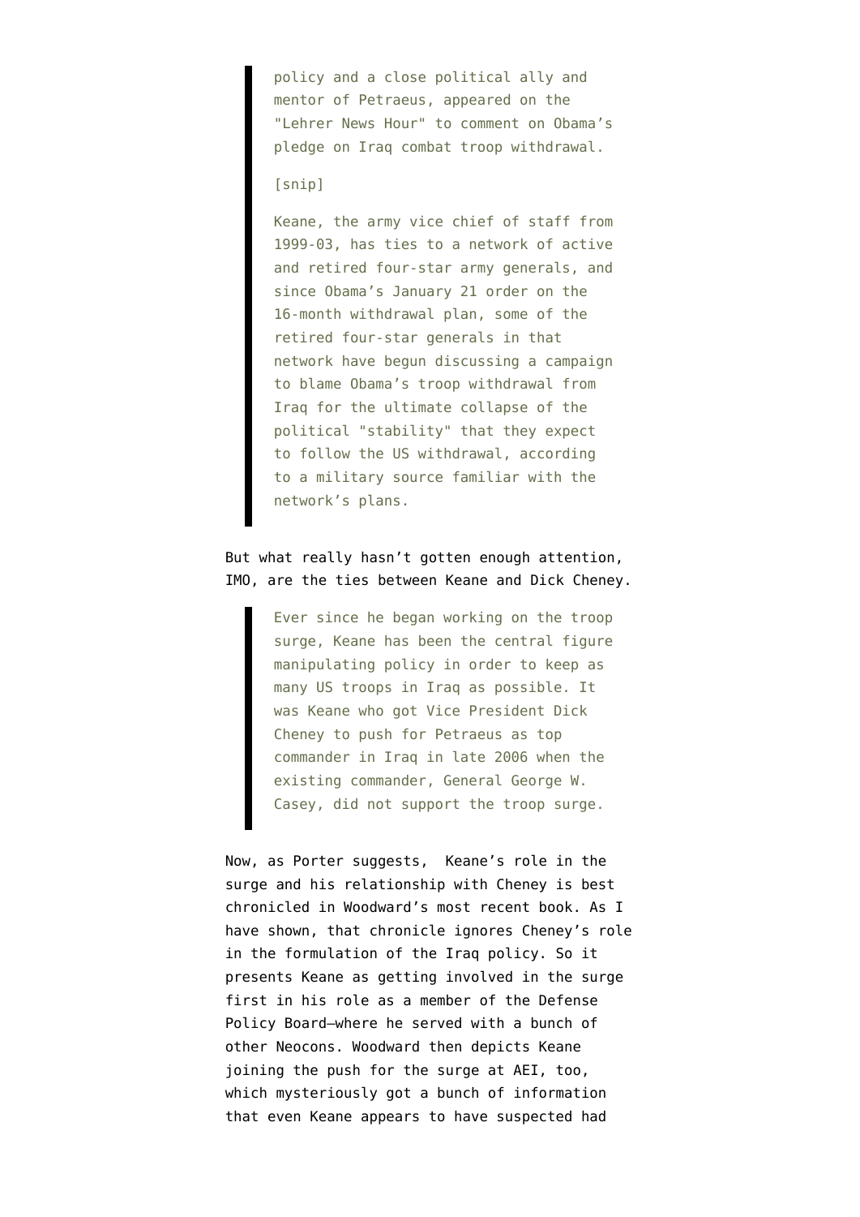> policy and a close political ally and mentor of Petraeus, appeared on the "Lehrer News Hour" to comment on Obama's pledge on Iraq combat troop withdrawal.
>
> [snip]
>
> Keane, the army vice chief of staff from 1999-03, has ties to a network of active and retired four-star army generals, and since Obama's January 21 order on the 16-month withdrawal plan, some of the retired four-star generals in that network have begun discussing a campaign to blame Obama's troop withdrawal from Iraq for the ultimate collapse of the political "stability" that they expect to follow the US withdrawal, according to a military source familiar with the network's plans.

But what really hasn't gotten enough attention, IMO, are the ties between Keane and Dick Cheney.

> Ever since he began working on the troop surge, Keane has been the central figure manipulating policy in order to keep as many US troops in Iraq as possible. It was Keane who got Vice President Dick Cheney to push for Petraeus as top commander in Iraq in late 2006 when the existing commander, General George W. Casey, did not support the troop surge.

Now, as Porter suggests, Keane's role in the surge and his relationship with Cheney is best chronicled in Woodward's most recent book. As I have shown, that chronicle ignores Cheney's role in the formulation of the Iraq policy. So it presents Keane as getting involved in the surge first in his role as a member of the Defense Policy Board—where he served with a bunch of other Neocons. Woodward then depicts Keane joining the push for the surge at AEI, too, which mysteriously got a bunch of information that even Keane appears to have suspected had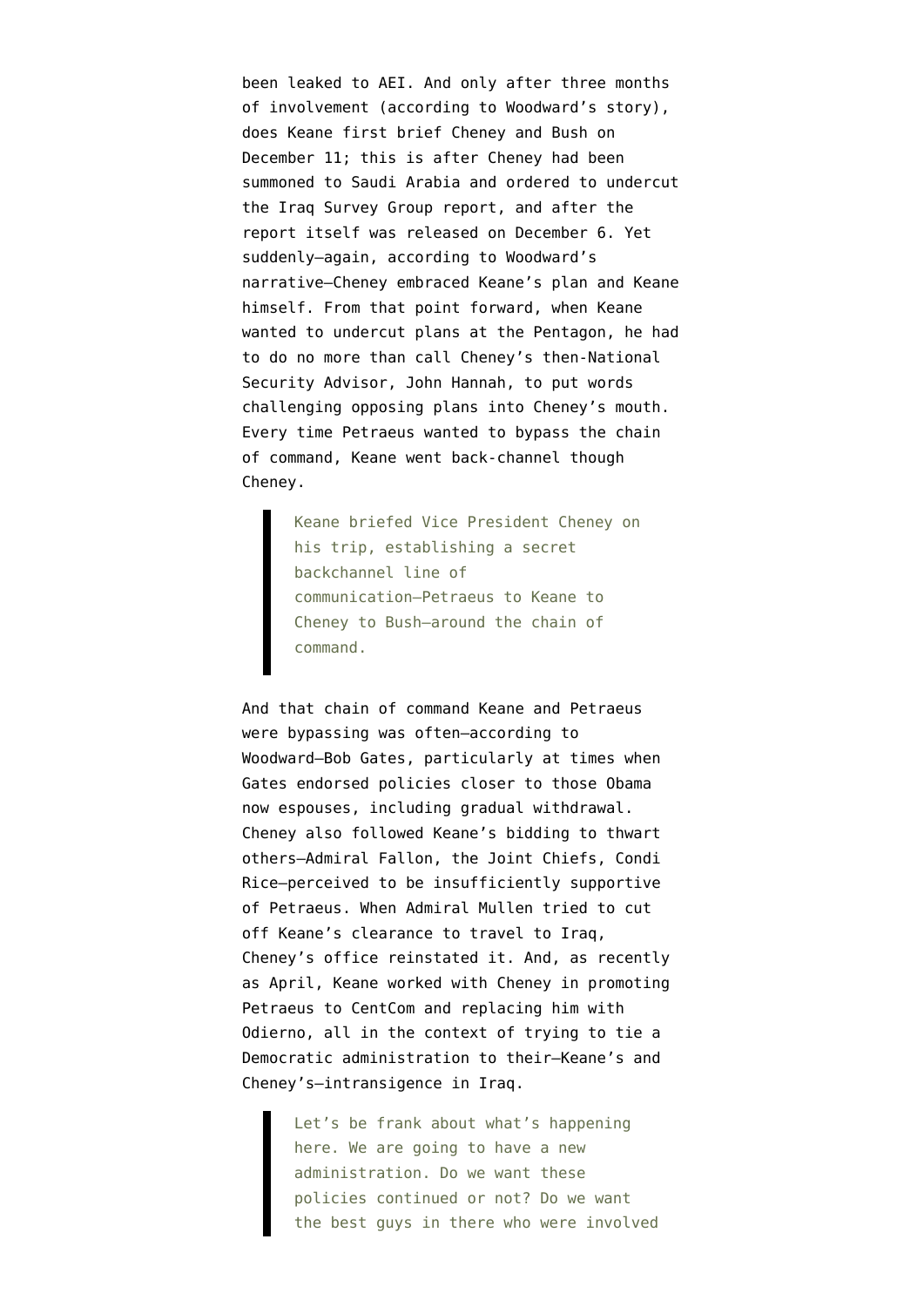been leaked to AEI. And only after three months of involvement (according to Woodward's story), does Keane first brief Cheney and Bush on December 11; this is after Cheney had been summoned to Saudi Arabia and ordered to undercut the Iraq Survey Group report, and after the report itself was released on December 6. Yet suddenly–again, according to Woodward's narrative–Cheney embraced Keane's plan and Keane himself. From that point forward, when Keane wanted to undercut plans at the Pentagon, he had to do no more than call Cheney's then-National Security Advisor, John Hannah, to put words challenging opposing plans into Cheney's mouth. Every time Petraeus wanted to bypass the chain of command, Keane went back-channel though Cheney.

> Keane briefed Vice President Cheney on his trip, establishing a secret backchannel line of communication–Petraeus to Keane to Cheney to Bush–around the chain of command.

And that chain of command Keane and Petraeus were bypassing was often–according to Woodward–Bob Gates, particularly at times when Gates endorsed policies closer to those Obama now espouses, including gradual withdrawal. Cheney also followed Keane's bidding to thwart others–Admiral Fallon, the Joint Chiefs, Condi Rice–perceived to be insufficiently supportive of Petraeus. When Admiral Mullen tried to cut off Keane's clearance to travel to Iraq, Cheney's office reinstated it. And, as recently as April, Keane worked with Cheney in promoting Petraeus to CentCom and replacing him with Odierno, all in the context of trying to tie a Democratic administration to their–Keane's and Cheney's–intransigence in Iraq.

> Let's be frank about what's happening here. We are going to have a new administration. Do we want these policies continued or not? Do we want the best guys in there who were involved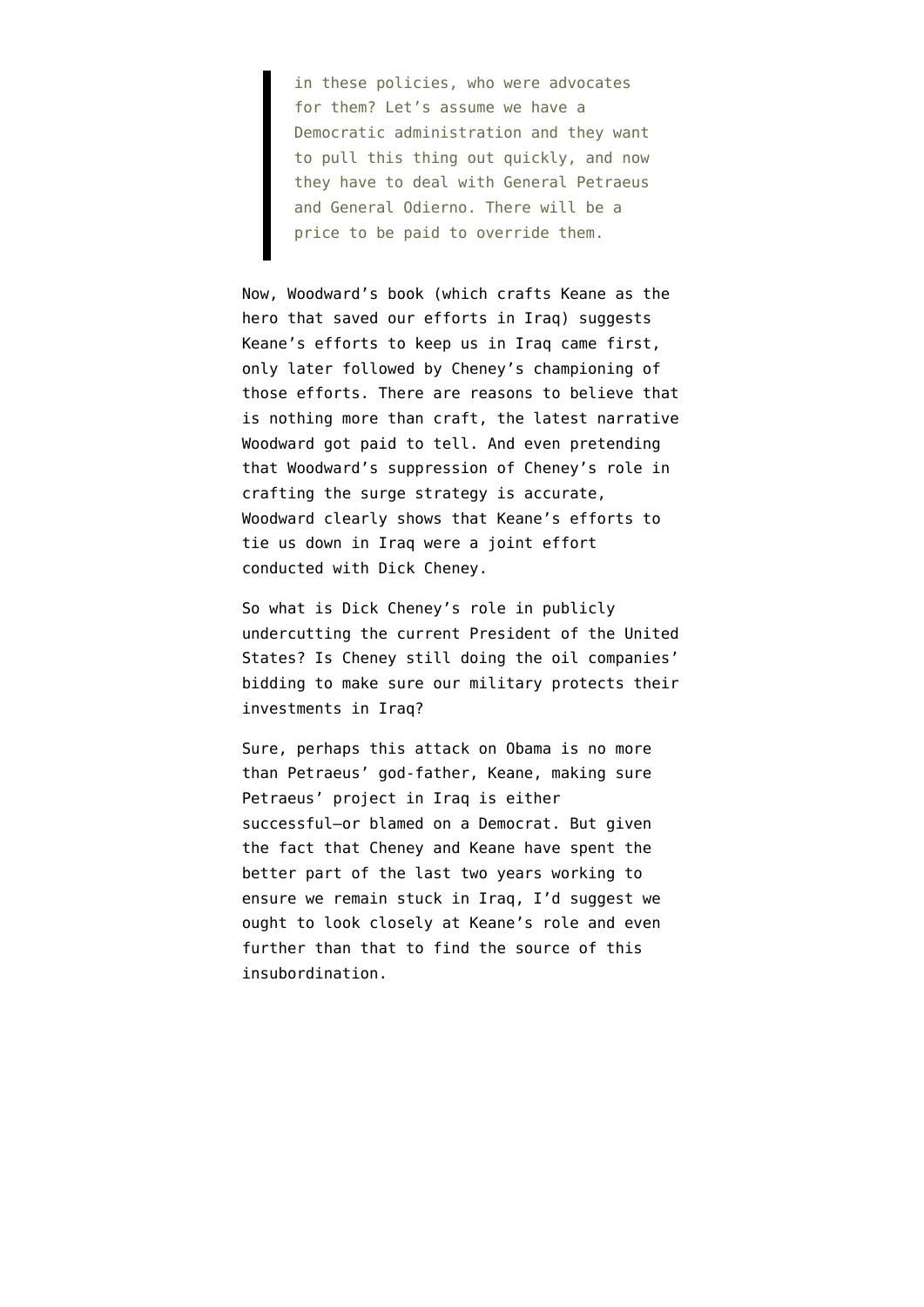> in these policies, who were advocates for them? Let's assume we have a Democratic administration and they want to pull this thing out quickly, and now they have to deal with General Petraeus and General Odierno. There will be a price to be paid to override them.

Now, Woodward's book (which crafts Keane as the hero that saved our efforts in Iraq) suggests Keane's efforts to keep us in Iraq came first, only later followed by Cheney's championing of those efforts. There are reasons to believe that is nothing more than craft, the latest narrative Woodward got paid to tell. And even pretending that Woodward's suppression of Cheney's role in crafting the surge strategy is accurate, Woodward clearly shows that Keane's efforts to tie us down in Iraq were a joint effort conducted with Dick Cheney.

So what is Dick Cheney's role in publicly undercutting the current President of the United States? Is Cheney still doing the oil companies' bidding to make sure our military protects their investments in Iraq?

Sure, perhaps this attack on Obama is no more than Petraeus' god-father, Keane, making sure Petraeus' project in Iraq is either successful–or blamed on a Democrat. But given the fact that Cheney and Keane have spent the better part of the last two years working to ensure we remain stuck in Iraq, I'd suggest we ought to look closely at Keane's role and even further than that to find the source of this insubordination.